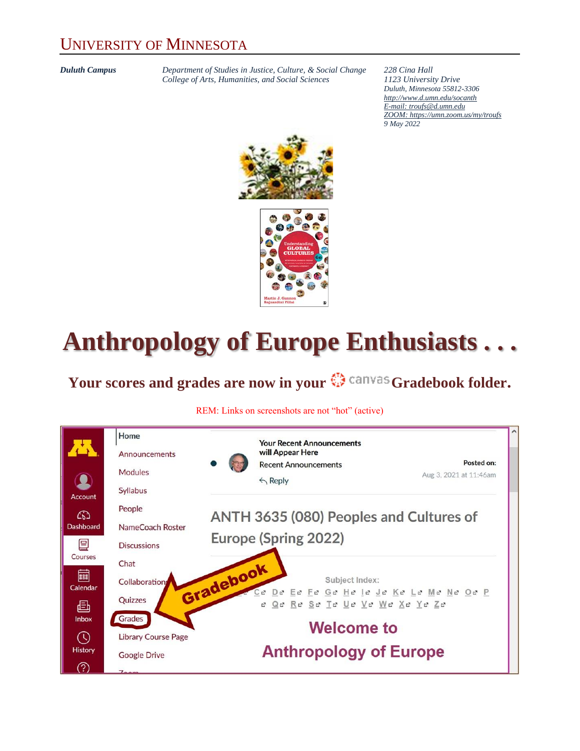# UNIVERSITY OF MINNESOTA

***Duluth Campus***

*Department of Studies in Justice, Culture, & Social Change*
*College of Arts, Humanities, and Social Sciences*

*228 Cina Hall*
*1123 University Drive*
*Duluth, Minnesota 55812-3306*
*http://www.d.umn.edu/socanth*
*E-mail: troufs@d.umn.edu*
*ZOOM: https://umn.zoom.us/my/troufs*
*9 May 2022*

# Anthropology of Europe Enthusiasts . . .

## Your scores and grades are now in your canvas Gradebook folder.

REM: Links on screenshots are not "hot" (active)

Home
Announcements
Modules
Syllabus
People
NameCoach Roster
Discussions
Chat
Collaborations
Quizzes
Grades
Library Course Page
Google Drive

Account
Dashboard
Courses
Calendar
Inbox
History

Your Recent Announcements will Appear Here

Recent Announcements

Reply

Posted on:
Aug 3, 2021 at 11:46am

ANTH 3635 (080) Peoples and Cultures of Europe (Spring 2022)

Gradebook

Subject Index:
C D E F G H I J K L M N O P
Q R S T U V W X Y Z

Welcome to
Anthropology of Europe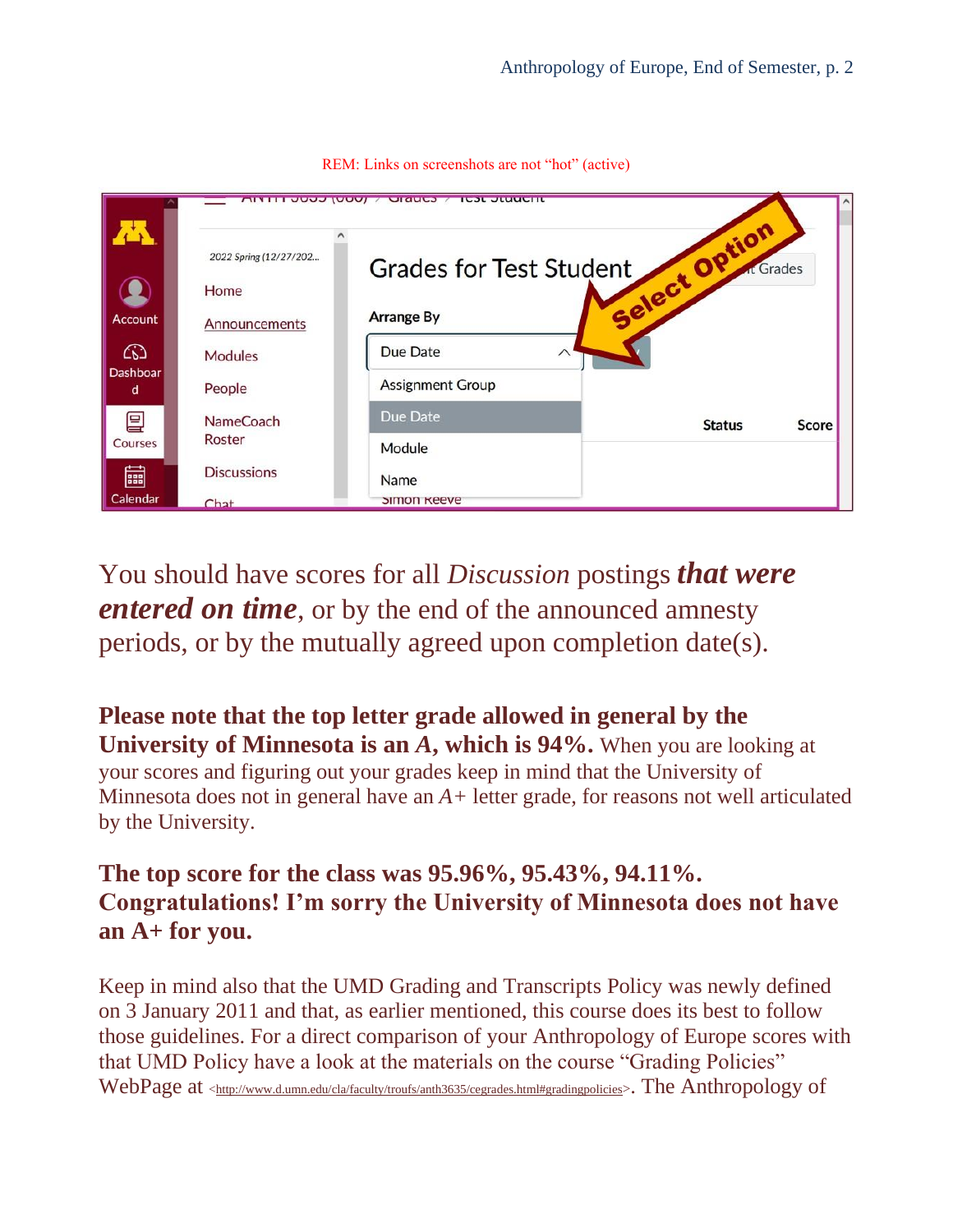REM: Links on screenshots are not "hot" (active)

You should have scores for all *Discussion* postings ***that were entered on time***, or by the end of the announced amnesty periods, or by the mutually agreed upon completion date(s).

**Please note that the top letter grade allowed in general by the University of Minnesota is an *A*, which is 94%.** When you are looking at your scores and figuring out your grades keep in mind that the University of Minnesota does not in general have an *A+* letter grade, for reasons not well articulated by the University.

**The top score for the class was 95.96%, 95.43%, 94.11%. Congratulations! I'm sorry the University of Minnesota does not have an A+ for you.**

Keep in mind also that the UMD Grading and Transcripts Policy was newly defined on 3 January 2011 and that, as earlier mentioned, this course does its best to follow those guidelines. For a direct comparison of your Anthropology of Europe scores with that UMD Policy have a look at the materials on the course "Grading Policies" WebPage at <http://www.d.umn.edu/cla/faculty/troufs/anth3635/cegrades.html#gradingpolicies>. The Anthropology of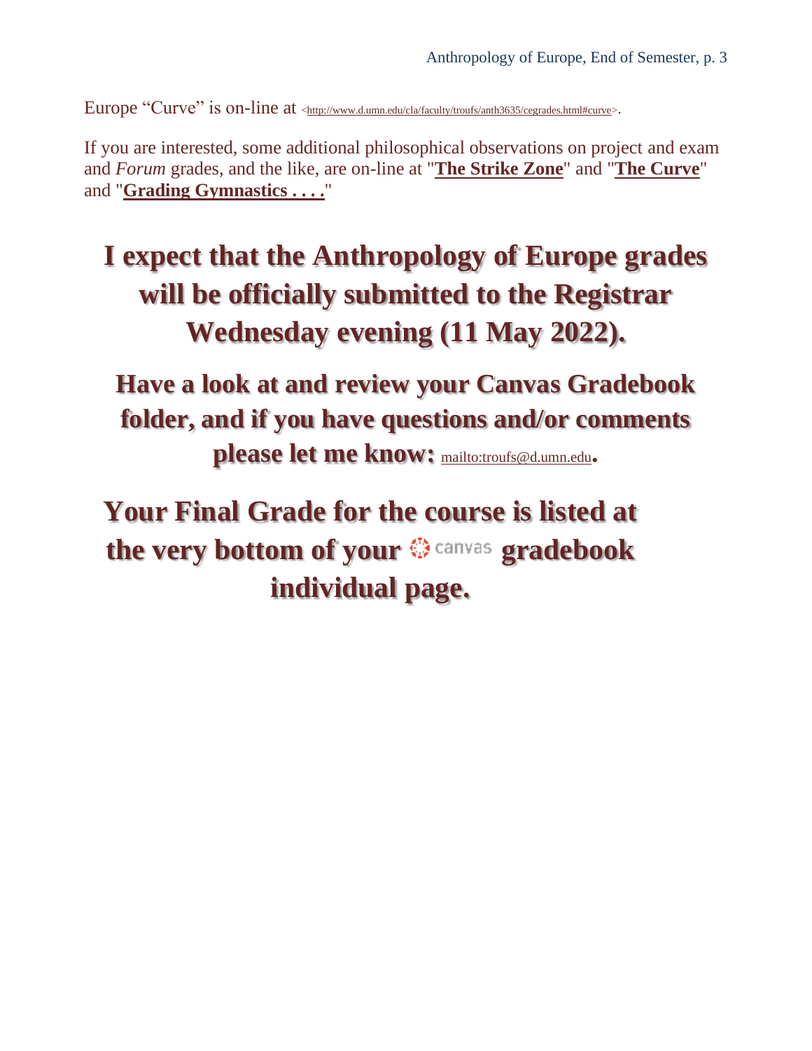Europe "Curve" is on-line at <http://www.d.umn.edu/cla/faculty/troufs/anth3635/cegrades.html#curve>.

If you are interested, some additional philosophical observations on project and exam and *Forum* grades, and the like, are on-line at "**The Strike Zone**" and "**The Curve**" and "**Grading Gymnastics . . . .**"

**I expect that the Anthropology of Europe grades will be officially submitted to the Registrar Wednesday evening (11 May 2022).**

**Have a look at and review your Canvas Gradebook folder, and if you have questions and/or comments please let me know:** mailto:troufs@d.umn.edu.

**Your Final Grade for the course is listed at the very bottom of your canvas gradebook individual page.**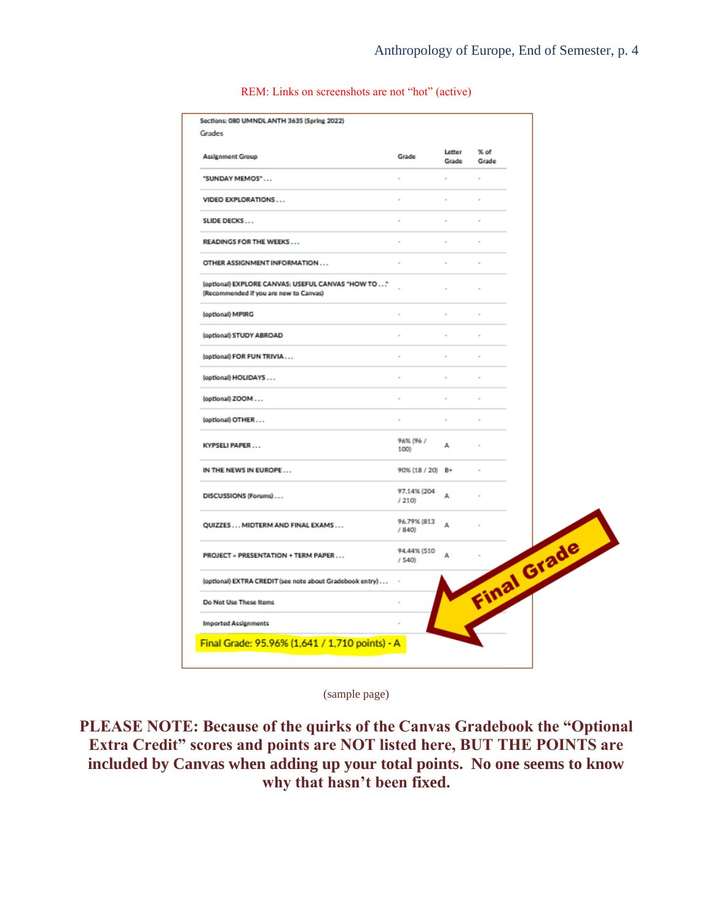REM: Links on screenshots are not "hot" (active)

Sections: 080 UMNDL ANTH 3635 (Spring 2022)

Grades

| Assignment Group | Grade | Letter Grade | % of Grade |
|---|---|---|---|
| "SUNDAY MEMOS" . . . | - | - | - |
| VIDEO EXPLORATIONS . . . | - | - | - |
| SLIDE DECKS . . . | - | - | - |
| READINGS FOR THE WEEKS . . . | - | - | - |
| OTHER ASSIGNMENT INFORMATION . . . | - | - | - |
| (optional) EXPLORE CANVAS: USEFUL CANVAS "HOW TO . . ." (Recommended if you are new to Canvas) | - | - | - |
| (optional) MPIRG | - | - | - |
| (optional) STUDY ABROAD | - | - | - |
| (optional) FOR FUN TRIVIA . . . | - | - | - |
| (optional) HOLIDAYS . . . | - | - | - |
| (optional) ZOOM . . . | - | - | - |
| (optional) OTHER . . . | - | - | - |
| KYPSELI PAPER . . . | 96% (96 / 100) | A | - |
| IN THE NEWS IN EUROPE . . . | 90% (18 / 20) | B+ | - |
| DISCUSSIONS (Forums) . . . | 97.14% (204 / 210) | A | - |
| QUIZZES . . . MIDTERM AND FINAL EXAMS . . . | 96.79% (813 / 840) | A | - |
| PROJECT = PRESENTATION + TERM PAPER . . . | 94.44% (510 / 540) | A | - |
| (optional) EXTRA CREDIT (see note about Gradebook entry) . . . | - | | |
| Do Not Use These Items | - | | |
| Imported Assignments | - | | |

Final Grade: 95.96% (1,641 / 1,710 points) - A

Final Grade

(sample page)

**PLEASE NOTE: Because of the quirks of the Canvas Gradebook the "Optional Extra Credit" scores and points are NOT listed here, BUT THE POINTS are included by Canvas when adding up your total points. No one seems to know why that hasn't been fixed.**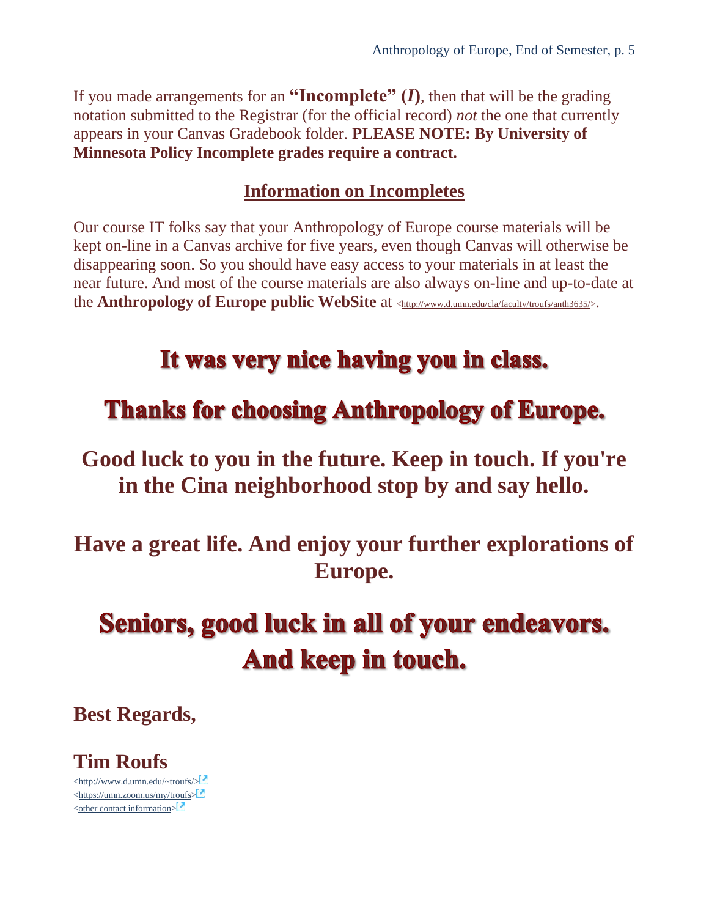If you made arrangements for an **"Incomplete" (*I*)**, then that will be the grading notation submitted to the Registrar (for the official record) *not* the one that currently appears in your Canvas Gradebook folder. **PLEASE NOTE: By University of Minnesota Policy Incomplete grades require a contract.**

## Information on Incompletes

Our course IT folks say that your Anthropology of Europe course materials will be kept on-line in a Canvas archive for five years, even though Canvas will otherwise be disappearing soon. So you should have easy access to your materials in at least the near future. And most of the course materials are also always on-line and up-to-date at the **Anthropology of Europe public WebSite** at <http://www.d.umn.edu/cla/faculty/troufs/anth3635/>.

# It was very nice having you in class.

# Thanks for choosing Anthropology of Europe.

## Good luck to you in the future. Keep in touch. If you're in the Cina neighborhood stop by and say hello.

## Have a great life. And enjoy your further explorations of Europe.

# Seniors, good luck in all of your endeavors. And keep in touch.

**Best Regards,**

**Tim Roufs**

<http://www.d.umn.edu/~troufs/>
<https://umn.zoom.us/my/troufs>
<other contact information>